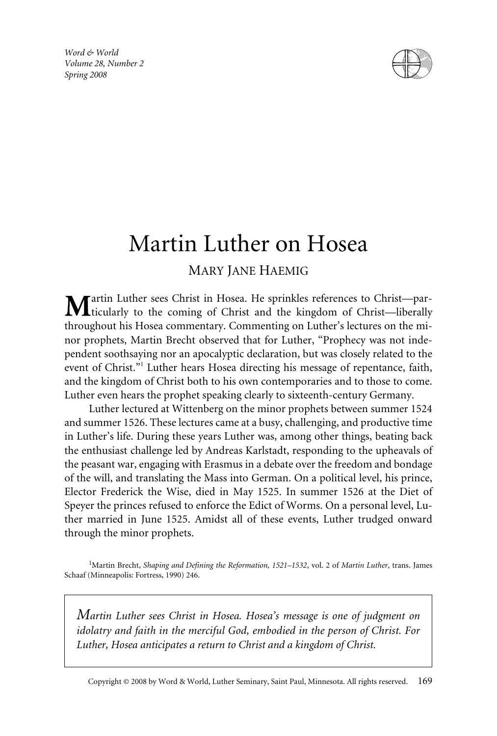# Martin Luther on Hosea

MARY JANE HAEMIG

Martin Luther sees Christ in Hosea. He sprinkles references to Christ—particularly to the coming of Christ and the kingdom of Christ—liberally throughout his Hosea commentary. Commenting on Luther's lectures on the minor prophets, Martin Brecht observed that for Luther, "Prophecy was not independent soothsaying nor an apocalyptic declaration, but was closely related to the event of Christ."[1] Luther hears Hosea directing his message of repentance, faith, and the kingdom of Christ both to his own contemporaries and to those to come. Luther even hears the prophet speaking clearly to sixteenth-century Germany.

Luther lectured at Wittenberg on the minor prophets between summer 1524 and summer 1526. These lectures came at a busy, challenging, and productive time in Luther's life. During these years Luther was, among other things, beating back the enthusiast challenge led by Andreas Karlstadt, responding to the upheavals of the peasant war, engaging with Erasmus in a debate over the freedom and bondage of the will, and translating the Mass into German. On a political level, his prince, Elector Frederick the Wise, died in May 1525. In summer 1526 at the Diet of Speyer the princes refused to enforce the Edict of Worms. On a personal level, Luther married in June 1525. Amidst all of these events, Luther trudged onward through the minor prophets.

[1]Martin Brecht, *Shaping and Defining the Reformation, 1521–1532*, vol. 2 of *Martin Luther*, trans. James Schaaf (Minneapolis: Fortress, 1990) 246.

*Martin Luther sees Christ in Hosea. Hosea's message is one of judgment on idolatry and faith in the merciful God, embodied in the person of Christ. For Luther, Hosea anticipates a return to Christ and a kingdom of Christ.*

Copyright © 2008 by Word & World, Luther Seminary, Saint Paul, Minnesota. All rights reserved.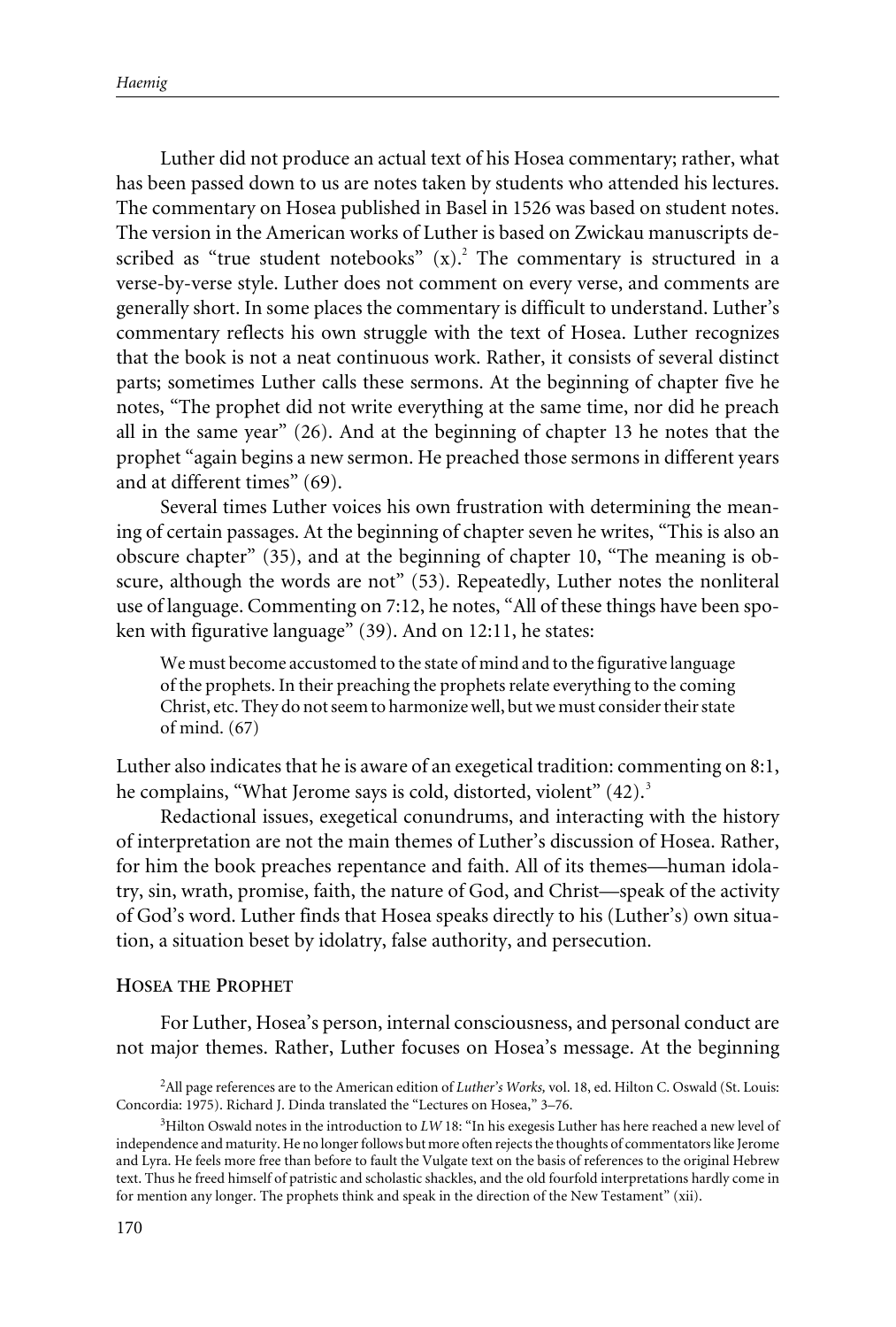Luther did not produce an actual text of his Hosea commentary; rather, what has been passed down to us are notes taken by students who attended his lectures. The commentary on Hosea published in Basel in 1526 was based on student notes. The version in the American works of Luther is based on Zwickau manuscripts described as "true student notebooks" (x).[2] The commentary is structured in a verse-by-verse style. Luther does not comment on every verse, and comments are generally short. In some places the commentary is difficult to understand. Luther's commentary reflects his own struggle with the text of Hosea. Luther recognizes that the book is not a neat continuous work. Rather, it consists of several distinct parts; sometimes Luther calls these sermons. At the beginning of chapter five he notes, "The prophet did not write everything at the same time, nor did he preach all in the same year" (26). And at the beginning of chapter 13 he notes that the prophet "again begins a new sermon. He preached those sermons in different years and at different times" (69).

Several times Luther voices his own frustration with determining the meaning of certain passages. At the beginning of chapter seven he writes, "This is also an obscure chapter" (35), and at the beginning of chapter 10, "The meaning is obscure, although the words are not" (53). Repeatedly, Luther notes the nonliteral use of language. Commenting on 7:12, he notes, "All of these things have been spoken with figurative language" (39). And on 12:11, he states:

> We must become accustomed to the state of mind and to the figurative language of the prophets. In their preaching the prophets relate everything to the coming Christ, etc. They do not seem to harmonize well, but we must consider their state of mind. (67)

Luther also indicates that he is aware of an exegetical tradition: commenting on 8:1, he complains, "What Jerome says is cold, distorted, violent" (42).[3]

Redactional issues, exegetical conundrums, and interacting with the history of interpretation are not the main themes of Luther's discussion of Hosea. Rather, for him the book preaches repentance and faith. All of its themes—human idolatry, sin, wrath, promise, faith, the nature of God, and Christ—speak of the activity of God's word. Luther finds that Hosea speaks directly to his (Luther's) own situation, a situation beset by idolatry, false authority, and persecution.

## Hosea the Prophet

For Luther, Hosea's person, internal consciousness, and personal conduct are not major themes. Rather, Luther focuses on Hosea's message. At the beginning

[2]All page references are to the American edition of *Luther's Works,* vol. 18, ed. Hilton C. Oswald (St. Louis: Concordia: 1975). Richard J. Dinda translated the "Lectures on Hosea," 3–76.

[3]Hilton Oswald notes in the introduction to *LW* 18: "In his exegesis Luther has here reached a new level of independence and maturity. He no longer follows but more often rejects the thoughts of commentators like Jerome and Lyra. He feels more free than before to fault the Vulgate text on the basis of references to the original Hebrew text. Thus he freed himself of patristic and scholastic shackles, and the old fourfold interpretations hardly come in for mention any longer. The prophets think and speak in the direction of the New Testament" (xii).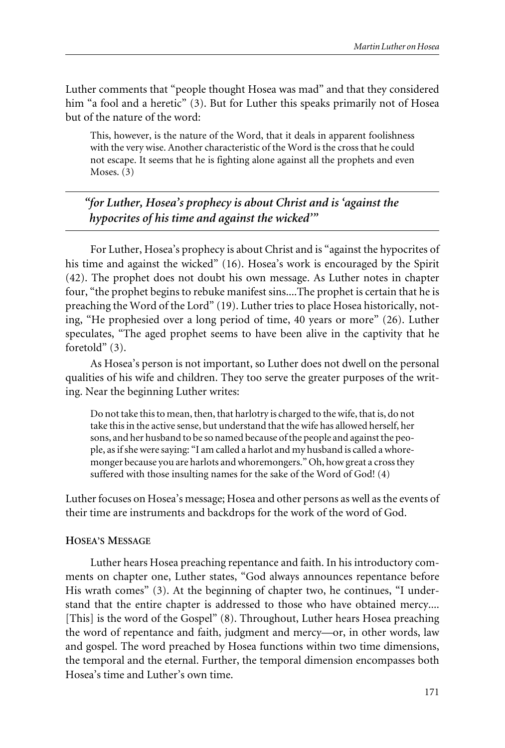Luther comments that "people thought Hosea was mad" and that they considered him "a fool and a heretic" (3). But for Luther this speaks primarily not of Hosea but of the nature of the word:

> This, however, is the nature of the Word, that it deals in apparent foolishness with the very wise. Another characteristic of the Word is the cross that he could not escape. It seems that he is fighting alone against all the prophets and even Moses. (3)

---

*"for Luther, Hosea's prophecy is about Christ and is 'against the hypocrites of his time and against the wicked'"*

---

For Luther, Hosea's prophecy is about Christ and is "against the hypocrites of his time and against the wicked" (16). Hosea's work is encouraged by the Spirit (42). The prophet does not doubt his own message. As Luther notes in chapter four, "the prophet begins to rebuke manifest sins....The prophet is certain that he is preaching the Word of the Lord" (19). Luther tries to place Hosea historically, noting, "He prophesied over a long period of time, 40 years or more" (26). Luther speculates, "The aged prophet seems to have been alive in the captivity that he foretold" (3).

As Hosea's person is not important, so Luther does not dwell on the personal qualities of his wife and children. They too serve the greater purposes of the writing. Near the beginning Luther writes:

> Do not take this to mean, then, that harlotry is charged to the wife, that is, do not take this in the active sense, but understand that the wife has allowed herself, her sons, and her husband to be so named because of the people and against the people, as if she were saying: "I am called a harlot and my husband is called a whoremonger because you are harlots and whoremongers." Oh, how great a cross they suffered with those insulting names for the sake of the Word of God! (4)

Luther focuses on Hosea's message; Hosea and other persons as well as the events of their time are instruments and backdrops for the work of the word of God.

### Hosea's Message

Luther hears Hosea preaching repentance and faith. In his introductory comments on chapter one, Luther states, "God always announces repentance before His wrath comes" (3). At the beginning of chapter two, he continues, "I understand that the entire chapter is addressed to those who have obtained mercy.... [This] is the word of the Gospel" (8). Throughout, Luther hears Hosea preaching the word of repentance and faith, judgment and mercy—or, in other words, law and gospel. The word preached by Hosea functions within two time dimensions, the temporal and the eternal. Further, the temporal dimension encompasses both Hosea's time and Luther's own time.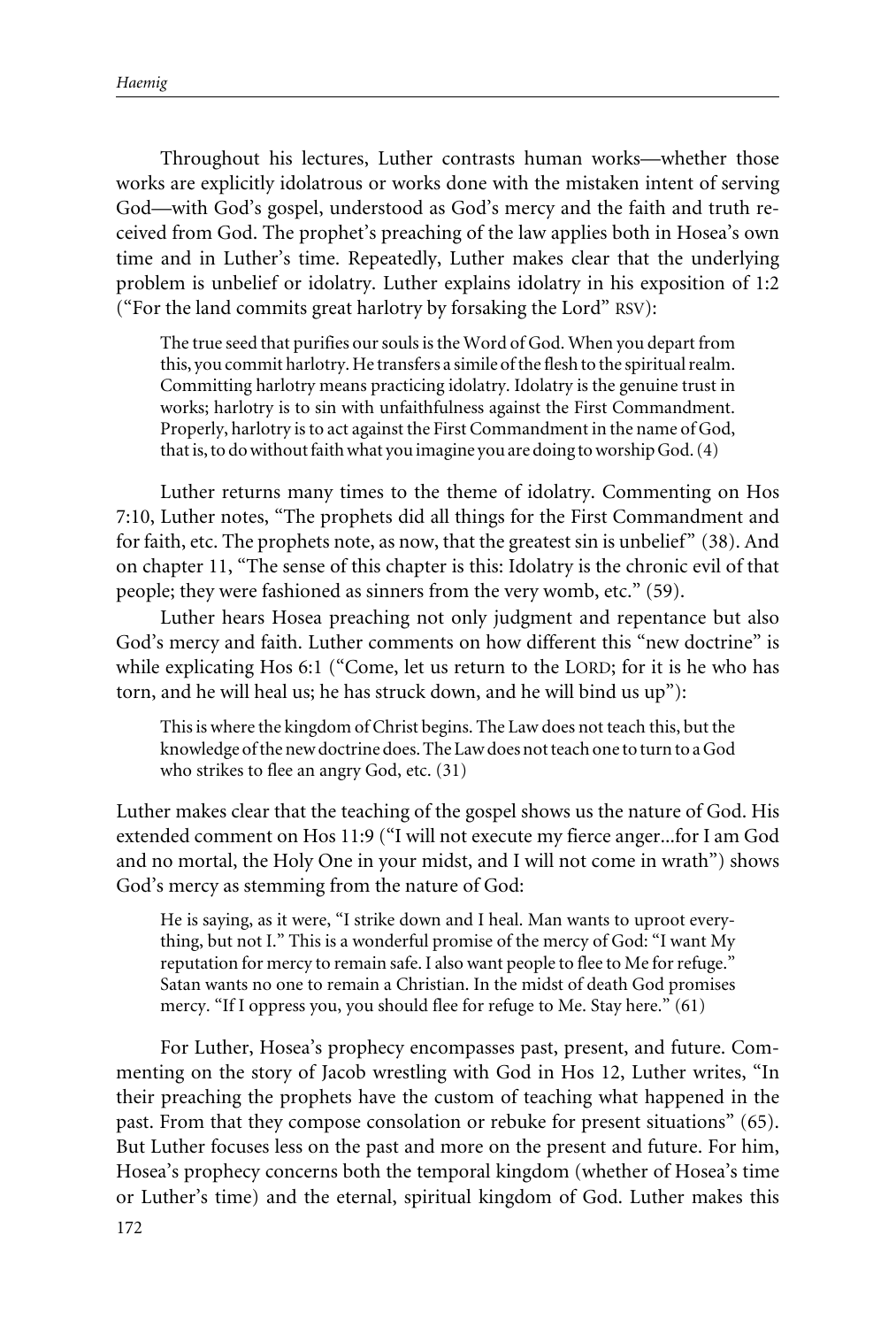Throughout his lectures, Luther contrasts human works—whether those works are explicitly idolatrous or works done with the mistaken intent of serving God—with God's gospel, understood as God's mercy and the faith and truth received from God. The prophet's preaching of the law applies both in Hosea's own time and in Luther's time. Repeatedly, Luther makes clear that the underlying problem is unbelief or idolatry. Luther explains idolatry in his exposition of 1:2 ("For the land commits great harlotry by forsaking the Lord" RSV):

> The true seed that purifies our souls is the Word of God. When you depart from this, you commit harlotry. He transfers a simile of the flesh to the spiritual realm. Committing harlotry means practicing idolatry. Idolatry is the genuine trust in works; harlotry is to sin with unfaithfulness against the First Commandment. Properly, harlotry is to act against the First Commandment in the name of God, that is, to do without faith what you imagine you are doing to worship God. (4)

Luther returns many times to the theme of idolatry. Commenting on Hos 7:10, Luther notes, "The prophets did all things for the First Commandment and for faith, etc. The prophets note, as now, that the greatest sin is unbelief" (38). And on chapter 11, "The sense of this chapter is this: Idolatry is the chronic evil of that people; they were fashioned as sinners from the very womb, etc." (59).

Luther hears Hosea preaching not only judgment and repentance but also God's mercy and faith. Luther comments on how different this "new doctrine" is while explicating Hos 6:1 ("Come, let us return to the LORD; for it is he who has torn, and he will heal us; he has struck down, and he will bind us up"):

> This is where the kingdom of Christ begins. The Law does not teach this, but the knowledge of the new doctrine does. The Law does not teach one to turn to a God who strikes to flee an angry God, etc. (31)

Luther makes clear that the teaching of the gospel shows us the nature of God. His extended comment on Hos 11:9 ("I will not execute my fierce anger...for I am God and no mortal, the Holy One in your midst, and I will not come in wrath") shows God's mercy as stemming from the nature of God:

> He is saying, as it were, "I strike down and I heal. Man wants to uproot everything, but not I." This is a wonderful promise of the mercy of God: "I want My reputation for mercy to remain safe. I also want people to flee to Me for refuge." Satan wants no one to remain a Christian. In the midst of death God promises mercy. "If I oppress you, you should flee for refuge to Me. Stay here." (61)

For Luther, Hosea's prophecy encompasses past, present, and future. Commenting on the story of Jacob wrestling with God in Hos 12, Luther writes, "In their preaching the prophets have the custom of teaching what happened in the past. From that they compose consolation or rebuke for present situations" (65). But Luther focuses less on the past and more on the present and future. For him, Hosea's prophecy concerns both the temporal kingdom (whether of Hosea's time or Luther's time) and the eternal, spiritual kingdom of God. Luther makes this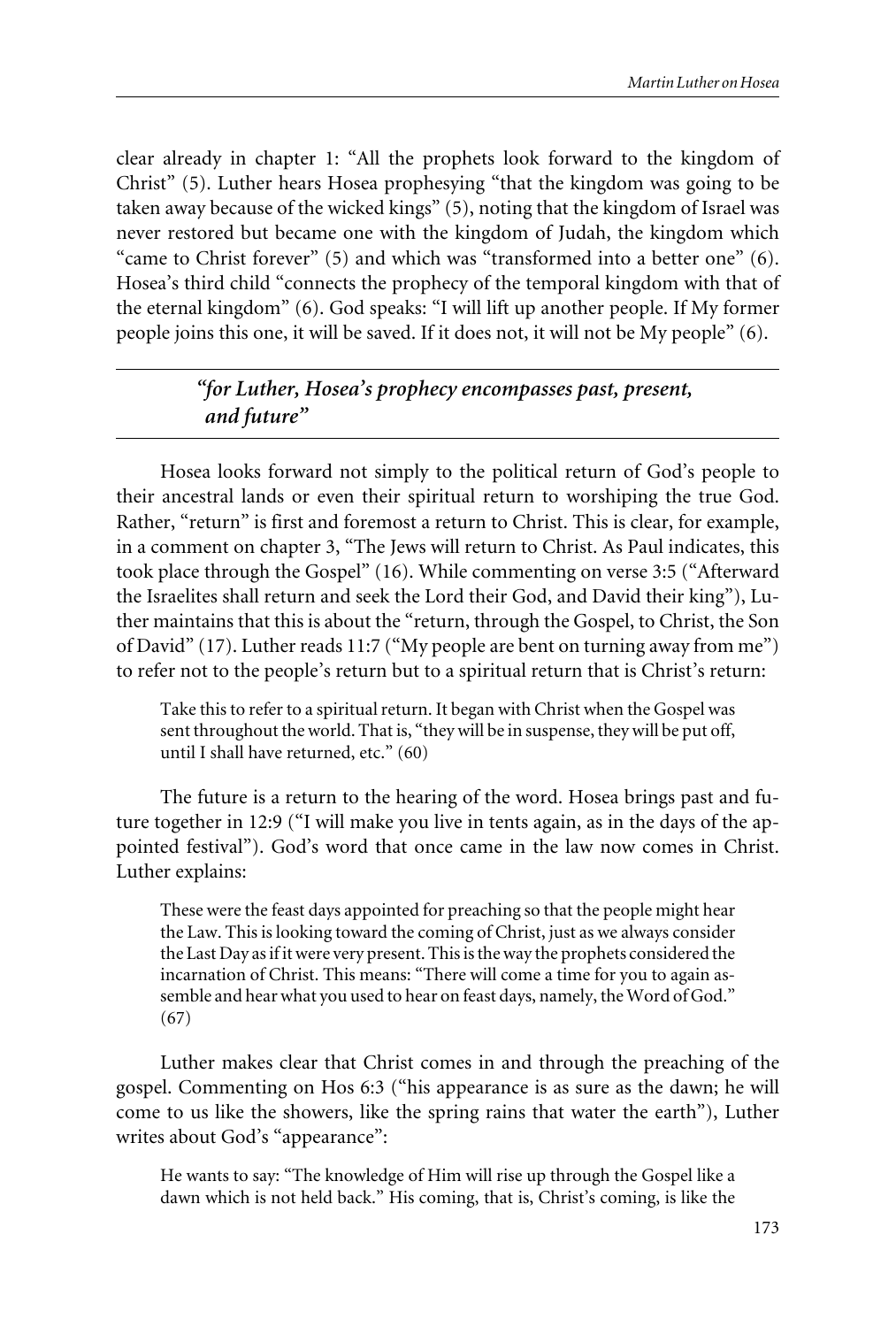clear already in chapter 1: "All the prophets look forward to the kingdom of Christ" (5). Luther hears Hosea prophesying "that the kingdom was going to be taken away because of the wicked kings" (5), noting that the kingdom of Israel was never restored but became one with the kingdom of Judah, the kingdom which "came to Christ forever" (5) and which was "transformed into a better one" (6). Hosea's third child "connects the prophecy of the temporal kingdom with that of the eternal kingdom" (6). God speaks: "I will lift up another people. If My former people joins this one, it will be saved. If it does not, it will not be My people" (6).

> ***"for Luther, Hosea's prophecy encompasses past, present, and future"***

Hosea looks forward not simply to the political return of God's people to their ancestral lands or even their spiritual return to worshiping the true God. Rather, "return" is first and foremost a return to Christ. This is clear, for example, in a comment on chapter 3, "The Jews will return to Christ. As Paul indicates, this took place through the Gospel" (16). While commenting on verse 3:5 ("Afterward the Israelites shall return and seek the Lord their God, and David their king"), Luther maintains that this is about the "return, through the Gospel, to Christ, the Son of David" (17). Luther reads 11:7 ("My people are bent on turning away from me") to refer not to the people's return but to a spiritual return that is Christ's return:

> Take this to refer to a spiritual return. It began with Christ when the Gospel was sent throughout the world. That is, "they will be in suspense, they will be put off, until I shall have returned, etc." (60)

The future is a return to the hearing of the word. Hosea brings past and future together in 12:9 ("I will make you live in tents again, as in the days of the appointed festival"). God's word that once came in the law now comes in Christ. Luther explains:

> These were the feast days appointed for preaching so that the people might hear the Law. This is looking toward the coming of Christ, just as we always consider the Last Day as if it were very present. This is the way the prophets considered the incarnation of Christ. This means: "There will come a time for you to again assemble and hear what you used to hear on feast days, namely, the Word of God." (67)

Luther makes clear that Christ comes in and through the preaching of the gospel. Commenting on Hos 6:3 ("his appearance is as sure as the dawn; he will come to us like the showers, like the spring rains that water the earth"), Luther writes about God's "appearance":

> He wants to say: "The knowledge of Him will rise up through the Gospel like a dawn which is not held back." His coming, that is, Christ's coming, is like the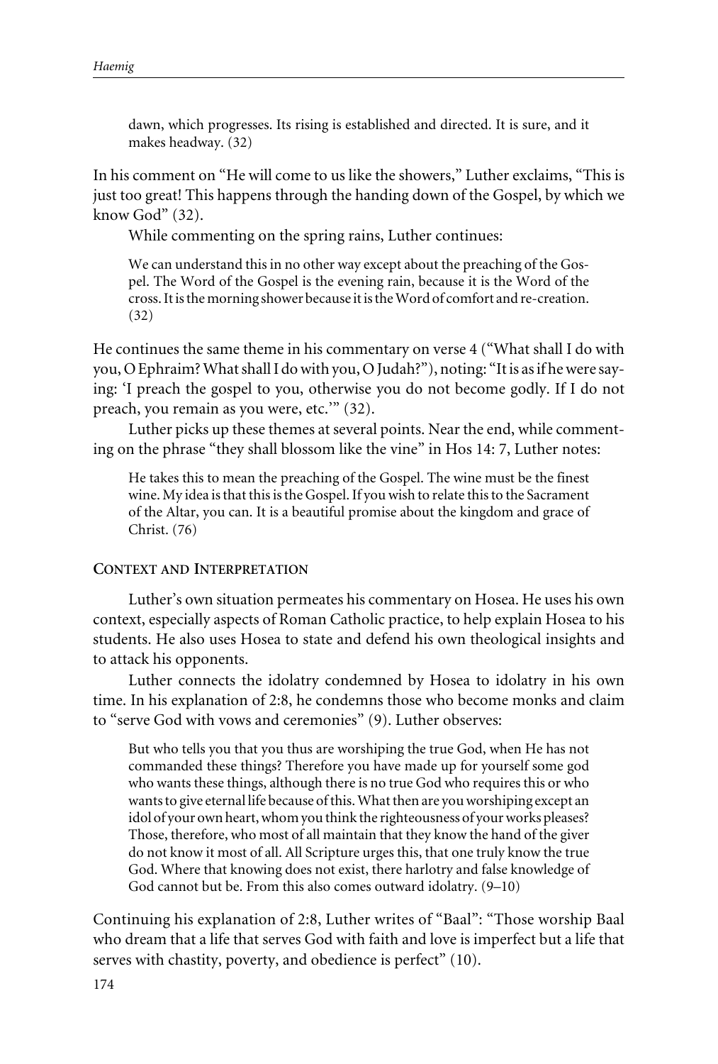> dawn, which progresses. Its rising is established and directed. It is sure, and it makes headway. (32)

In his comment on "He will come to us like the showers," Luther exclaims, "This is just too great! This happens through the handing down of the Gospel, by which we know God" (32).

While commenting on the spring rains, Luther continues:

> We can understand this in no other way except about the preaching of the Gospel. The Word of the Gospel is the evening rain, because it is the Word of the cross. It is the morning shower because it is the Word of comfort and re-creation. (32)

He continues the same theme in his commentary on verse 4 ("What shall I do with you, O Ephraim? What shall I do with you, O Judah?"), noting: "It is as if he were saying: 'I preach the gospel to you, otherwise you do not become godly. If I do not preach, you remain as you were, etc.'" (32).

Luther picks up these themes at several points. Near the end, while commenting on the phrase "they shall blossom like the vine" in Hos 14: 7, Luther notes:

> He takes this to mean the preaching of the Gospel. The wine must be the finest wine. My idea is that this is the Gospel. If you wish to relate this to the Sacrament of the Altar, you can. It is a beautiful promise about the kingdom and grace of Christ. (76)

### Context and Interpretation

Luther's own situation permeates his commentary on Hosea. He uses his own context, especially aspects of Roman Catholic practice, to help explain Hosea to his students. He also uses Hosea to state and defend his own theological insights and to attack his opponents.

Luther connects the idolatry condemned by Hosea to idolatry in his own time. In his explanation of 2:8, he condemns those who become monks and claim to "serve God with vows and ceremonies" (9). Luther observes:

> But who tells you that you thus are worshiping the true God, when He has not commanded these things? Therefore you have made up for yourself some god who wants these things, although there is no true God who requires this or who wants to give eternal life because of this. What then are you worshiping except an idol of your own heart, whom you think the righteousness of your works pleases? Those, therefore, who most of all maintain that they know the hand of the giver do not know it most of all. All Scripture urges this, that one truly know the true God. Where that knowing does not exist, there harlotry and false knowledge of God cannot but be. From this also comes outward idolatry. (9–10)

Continuing his explanation of 2:8, Luther writes of "Baal": "Those worship Baal who dream that a life that serves God with faith and love is imperfect but a life that serves with chastity, poverty, and obedience is perfect" (10).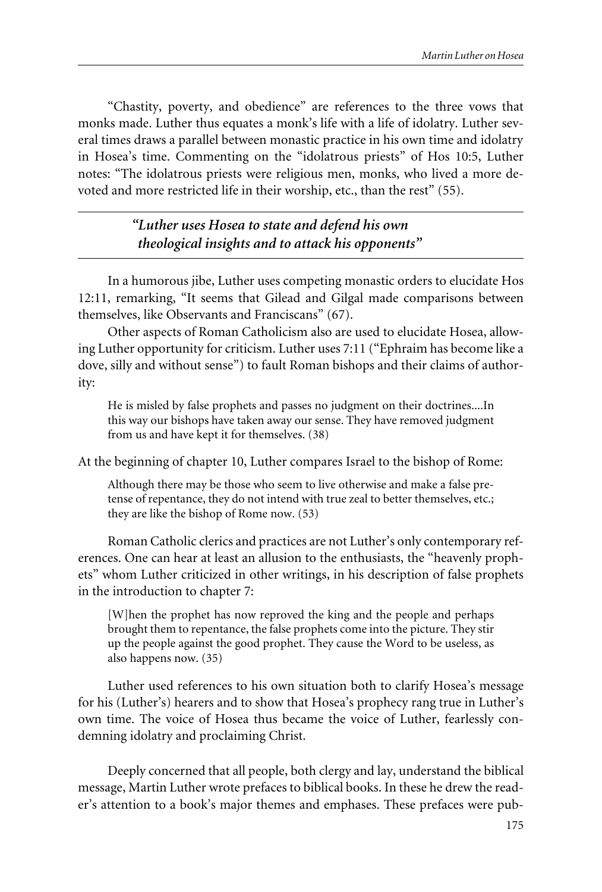"Chastity, poverty, and obedience" are references to the three vows that monks made. Luther thus equates a monk's life with a life of idolatry. Luther several times draws a parallel between monastic practice in his own time and idolatry in Hosea's time. Commenting on the "idolatrous priests" of Hos 10:5, Luther notes: "The idolatrous priests were religious men, monks, who lived a more devoted and more restricted life in their worship, etc., than the rest" (55).

> ***"Luther uses Hosea to state and defend his own theological insights and to attack his opponents"***

In a humorous jibe, Luther uses competing monastic orders to elucidate Hos 12:11, remarking, "It seems that Gilead and Gilgal made comparisons between themselves, like Observants and Franciscans" (67).

Other aspects of Roman Catholicism also are used to elucidate Hosea, allowing Luther opportunity for criticism. Luther uses 7:11 ("Ephraim has become like a dove, silly and without sense") to fault Roman bishops and their claims of authority:

> He is misled by false prophets and passes no judgment on their doctrines....In this way our bishops have taken away our sense. They have removed judgment from us and have kept it for themselves. (38)

At the beginning of chapter 10, Luther compares Israel to the bishop of Rome:

> Although there may be those who seem to live otherwise and make a false pretense of repentance, they do not intend with true zeal to better themselves, etc.; they are like the bishop of Rome now. (53)

Roman Catholic clerics and practices are not Luther's only contemporary references. One can hear at least an allusion to the enthusiasts, the "heavenly prophets" whom Luther criticized in other writings, in his description of false prophets in the introduction to chapter 7:

> [W]hen the prophet has now reproved the king and the people and perhaps brought them to repentance, the false prophets come into the picture. They stir up the people against the good prophet. They cause the Word to be useless, as also happens now. (35)

Luther used references to his own situation both to clarify Hosea's message for his (Luther's) hearers and to show that Hosea's prophecy rang true in Luther's own time. The voice of Hosea thus became the voice of Luther, fearlessly condemning idolatry and proclaiming Christ.

Deeply concerned that all people, both clergy and lay, understand the biblical message, Martin Luther wrote prefaces to biblical books. In these he drew the reader's attention to a book's major themes and emphases. These prefaces were pub-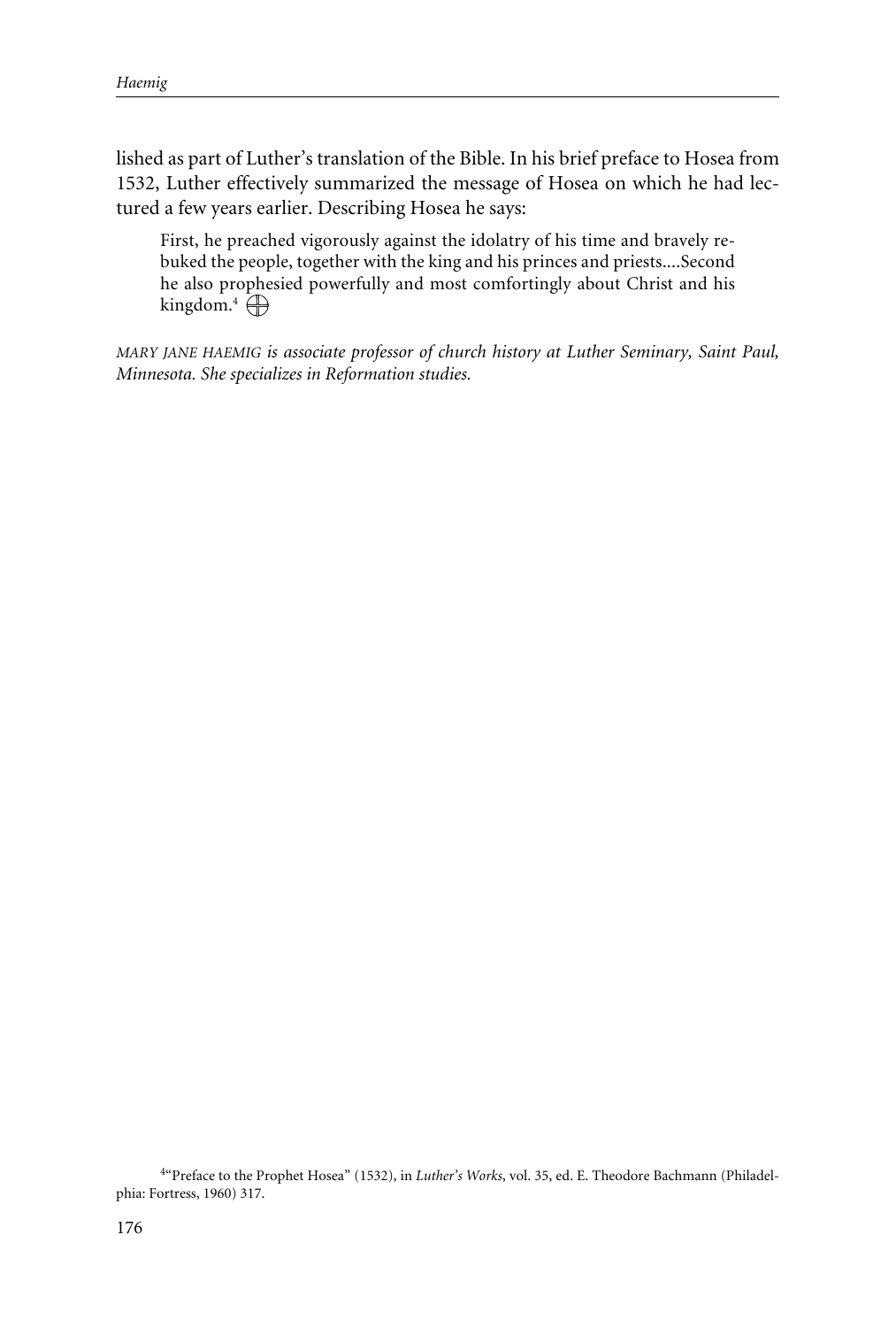lished as part of Luther's translation of the Bible. In his brief preface to Hosea from 1532, Luther effectively summarized the message of Hosea on which he had lectured a few years earlier. Describing Hosea he says:

> First, he preached vigorously against the idolatry of his time and bravely rebuked the people, together with the king and his princes and priests....Second he also prophesied powerfully and most comfortingly about Christ and his kingdom.[4] ⊕

*MARY JANE HAEMIG is associate professor of church history at Luther Seminary, Saint Paul, Minnesota. She specializes in Reformation studies.*

[4] "Preface to the Prophet Hosea" (1532), in *Luther's Works*, vol. 35, ed. E. Theodore Bachmann (Philadelphia: Fortress, 1960) 317.